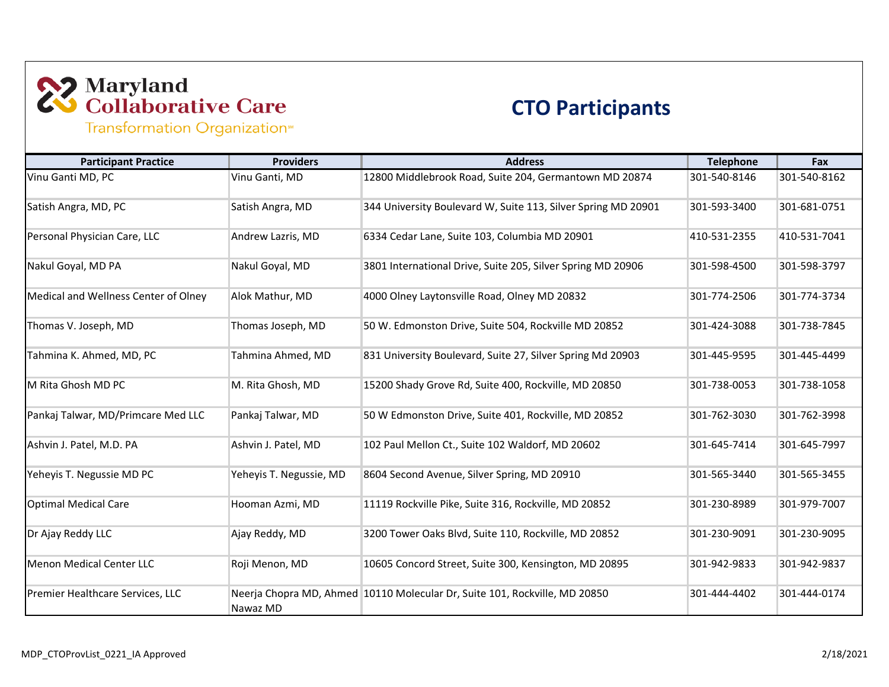Maryland Collaborative Care Transformation Organization℠

# CTO Participants

| Participant Practice | Providers | Address | Telephone | Fax |
| --- | --- | --- | --- | --- |
| Vinu Ganti MD, PC | Vinu Ganti, MD | 12800 Middlebrook Road, Suite 204, Germantown MD 20874 | 301-540-8146 | 301-540-8162 |
| Satish Angra, MD, PC | Satish Angra, MD | 344 University Boulevard W, Suite 113, Silver Spring MD 20901 | 301-593-3400 | 301-681-0751 |
| Personal Physician Care, LLC | Andrew Lazris, MD | 6334 Cedar Lane, Suite 103, Columbia MD 20901 | 410-531-2355 | 410-531-7041 |
| Nakul Goyal, MD PA | Nakul Goyal, MD | 3801 International Drive, Suite 205, Silver Spring MD 20906 | 301-598-4500 | 301-598-3797 |
| Medical and Wellness Center of Olney | Alok Mathur, MD | 4000 Olney Laytonsville Road, Olney MD 20832 | 301-774-2506 | 301-774-3734 |
| Thomas V. Joseph, MD | Thomas Joseph, MD | 50 W. Edmonston Drive, Suite 504, Rockville MD 20852 | 301-424-3088 | 301-738-7845 |
| Tahmina K. Ahmed, MD, PC | Tahmina Ahmed, MD | 831 University Boulevard, Suite 27, Silver Spring Md 20903 | 301-445-9595 | 301-445-4499 |
| M Rita Ghosh MD PC | M. Rita Ghosh, MD | 15200 Shady Grove Rd, Suite 400, Rockville, MD 20850 | 301-738-0053 | 301-738-1058 |
| Pankaj Talwar, MD/Primcare Med LLC | Pankaj Talwar, MD | 50 W Edmonston Drive, Suite 401, Rockville, MD 20852 | 301-762-3030 | 301-762-3998 |
| Ashvin J. Patel, M.D. PA | Ashvin J. Patel, MD | 102 Paul Mellon Ct., Suite 102 Waldorf, MD 20602 | 301-645-7414 | 301-645-7997 |
| Yeheyis T. Negussie MD PC | Yeheyis T. Negussie, MD | 8604 Second Avenue, Silver Spring, MD 20910 | 301-565-3440 | 301-565-3455 |
| Optimal Medical Care | Hooman Azmi, MD | 11119 Rockville Pike, Suite 316, Rockville, MD 20852 | 301-230-8989 | 301-979-7007 |
| Dr Ajay Reddy LLC | Ajay Reddy, MD | 3200 Tower Oaks Blvd, Suite 110, Rockville, MD 20852 | 301-230-9091 | 301-230-9095 |
| Menon Medical Center LLC | Roji Menon, MD | 10605 Concord Street, Suite 300, Kensington, MD 20895 | 301-942-9833 | 301-942-9837 |
| Premier Healthcare Services, LLC | Neerja Chopra MD, Ahmed Nawaz MD | 10110 Molecular Dr, Suite 101, Rockville, MD 20850 | 301-444-4402 | 301-444-0174 |

MDP_CTOProvList_0221_IA Approved 2/18/2021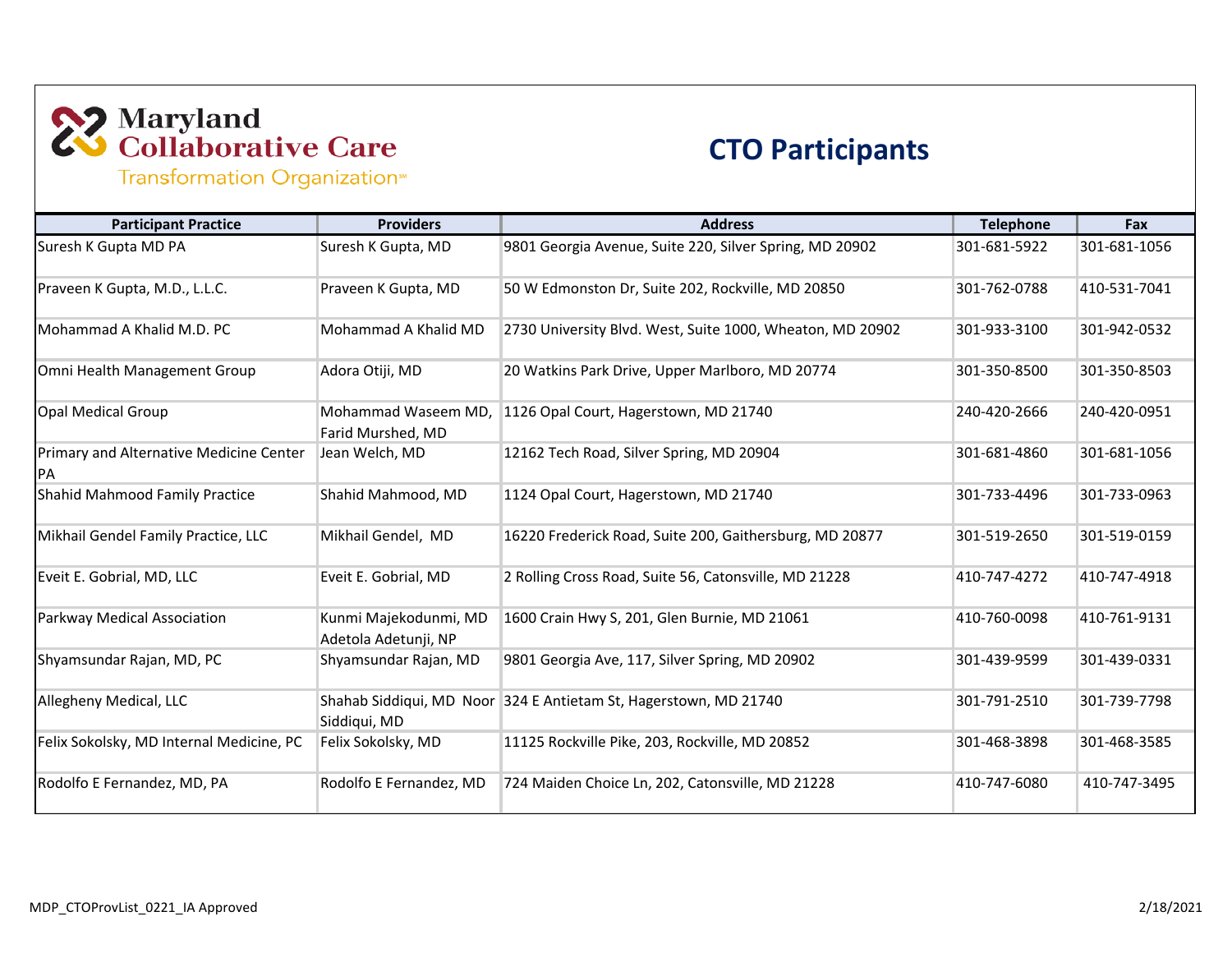Maryland Collaborative Care Transformation Organization℠

# CTO Participants

| Participant Practice | Providers | Address | Telephone | Fax |
|---|---|---|---|---|
| Suresh K Gupta MD PA | Suresh K Gupta, MD | 9801 Georgia Avenue, Suite 220, Silver Spring, MD 20902 | 301-681-5922 | 301-681-1056 |
| Praveen K Gupta, M.D., L.L.C. | Praveen K Gupta, MD | 50 W Edmonston Dr, Suite 202, Rockville, MD 20850 | 301-762-0788 | 410-531-7041 |
| Mohammad A Khalid M.D. PC | Mohammad A Khalid MD | 2730 University Blvd. West, Suite 1000, Wheaton, MD 20902 | 301-933-3100 | 301-942-0532 |
| Omni Health Management Group | Adora Otiji, MD | 20 Watkins Park Drive, Upper Marlboro, MD 20774 | 301-350-8500 | 301-350-8503 |
| Opal Medical Group | Mohammad Waseem MD, Farid Murshed, MD | 1126 Opal Court, Hagerstown, MD 21740 | 240-420-2666 | 240-420-0951 |
| Primary and Alternative Medicine Center PA | Jean Welch, MD | 12162 Tech Road, Silver Spring, MD 20904 | 301-681-4860 | 301-681-1056 |
| Shahid Mahmood Family Practice | Shahid Mahmood, MD | 1124 Opal Court, Hagerstown, MD 21740 | 301-733-4496 | 301-733-0963 |
| Mikhail Gendel Family Practice, LLC | Mikhail Gendel, MD | 16220 Frederick Road, Suite 200, Gaithersburg, MD 20877 | 301-519-2650 | 301-519-0159 |
| Eveit E. Gobrial, MD, LLC | Eveit E. Gobrial, MD | 2 Rolling Cross Road, Suite 56, Catonsville, MD 21228 | 410-747-4272 | 410-747-4918 |
| Parkway Medical Association | Kunmi Majekodunmi, MD Adetola Adetunji, NP | 1600 Crain Hwy S, 201, Glen Burnie, MD 21061 | 410-760-0098 | 410-761-9131 |
| Shyamsundar Rajan, MD, PC | Shyamsundar Rajan, MD | 9801 Georgia Ave, 117, Silver Spring, MD 20902 | 301-439-9599 | 301-439-0331 |
| Allegheny Medical, LLC | Shahab Siddiqui, MD Noor Siddiqui, MD | 324 E Antietam St, Hagerstown, MD 21740 | 301-791-2510 | 301-739-7798 |
| Felix Sokolsky, MD Internal Medicine, PC | Felix Sokolsky, MD | 11125 Rockville Pike, 203, Rockville, MD 20852 | 301-468-3898 | 301-468-3585 |
| Rodolfo E Fernandez, MD, PA | Rodolfo E Fernandez, MD | 724 Maiden Choice Ln, 202, Catonsville, MD 21228 | 410-747-6080 | 410-747-3495 |

MDP_CTOProvList_0221_IA Approved 2/18/2021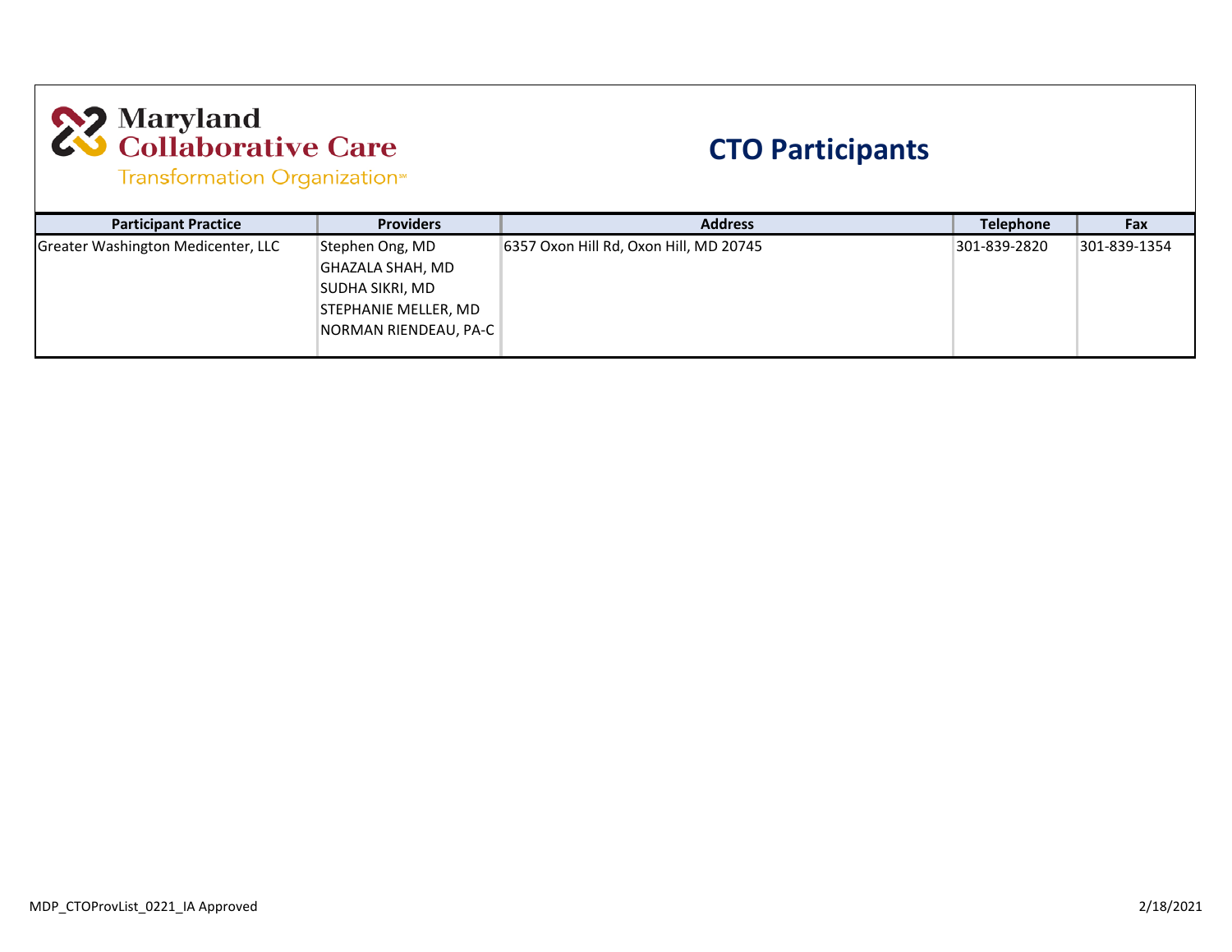Maryland Collaborative Care Transformation Organization℠

# CTO Participants

| Participant Practice | Providers | Address | Telephone | Fax |
|---|---|---|---|---|
| Greater Washington Medicenter, LLC | Stephen Ong, MD<br>GHAZALA SHAH, MD<br>SUDHA SIKRI, MD<br>STEPHANIE MELLER, MD<br>NORMAN RIENDEAU, PA-C | 6357 Oxon Hill Rd, Oxon Hill, MD 20745 | 301-839-2820 | 301-839-1354 |

MDP_CTOProvList_0221_IA Approved 2/18/2021